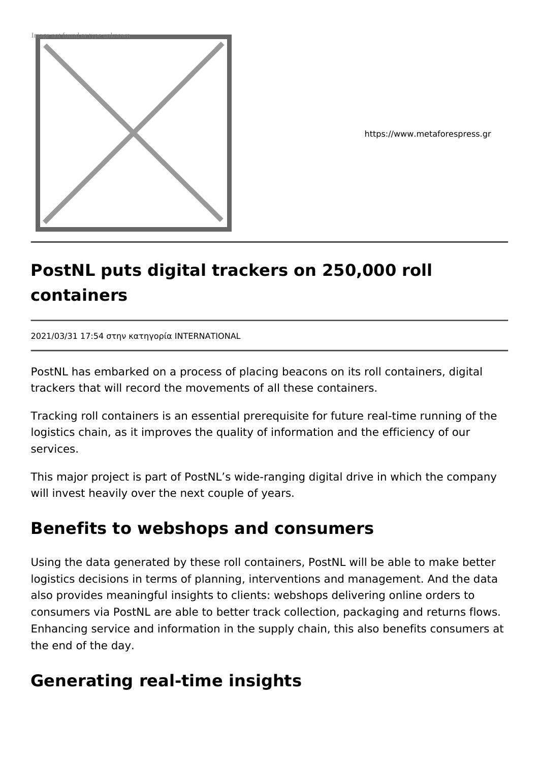https://www.metaforespress.gr

# PostNL puts digital trackers on 250,000 roll containers

2021/03/31 17:54 στην κατηγορία INTERNATIONAL

PostNL has embarked on a process of placing beacons on its roll containers, digital trackers that will record the movements of all these containers.

Tracking roll containers is an essential prerequisite for future real-time running of the logistics chain, as it improves the quality of information and the efficiency of our services.

This major project is part of PostNL's wide-ranging digital drive in which the company will invest heavily over the next couple of years.

## Benefits to webshops and consumers

Using the data generated by these roll containers, PostNL will be able to make better logistics decisions in terms of planning, interventions and management. And the data also provides meaningful insights to clients: webshops delivering online orders to consumers via PostNL are able to better track collection, packaging and returns flows. Enhancing service and information in the supply chain, this also benefits consumers at the end of the day.

## Generating real-time insights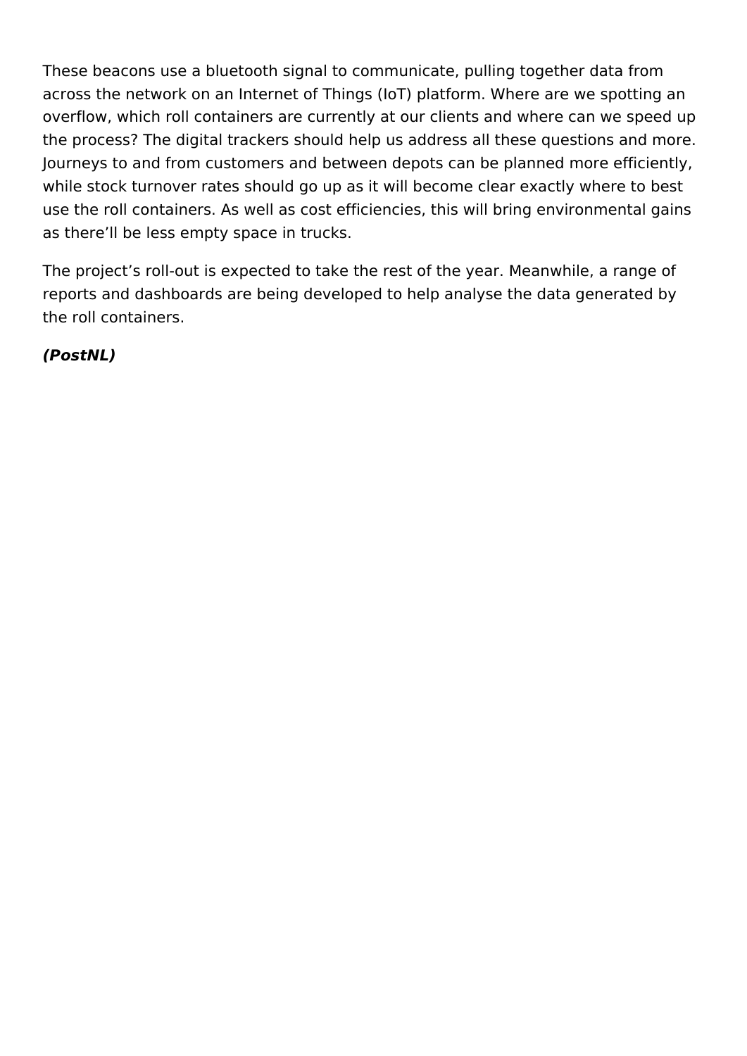These beacons use a bluetooth signal to communicate, pulling together data from across the network on an Internet of Things (IoT) platform. Where are we spotting an overflow, which roll containers are currently at our clients and where can we speed up the process? The digital trackers should help us address all these questions and more. Journeys to and from customers and between depots can be planned more efficiently, while stock turnover rates should go up as it will become clear exactly where to best use the roll containers. As well as cost efficiencies, this will bring environmental gains as there'll be less empty space in trucks.

The project's roll-out is expected to take the rest of the year. Meanwhile, a range of reports and dashboards are being developed to help analyse the data generated by the roll containers.

***(PostNL)***